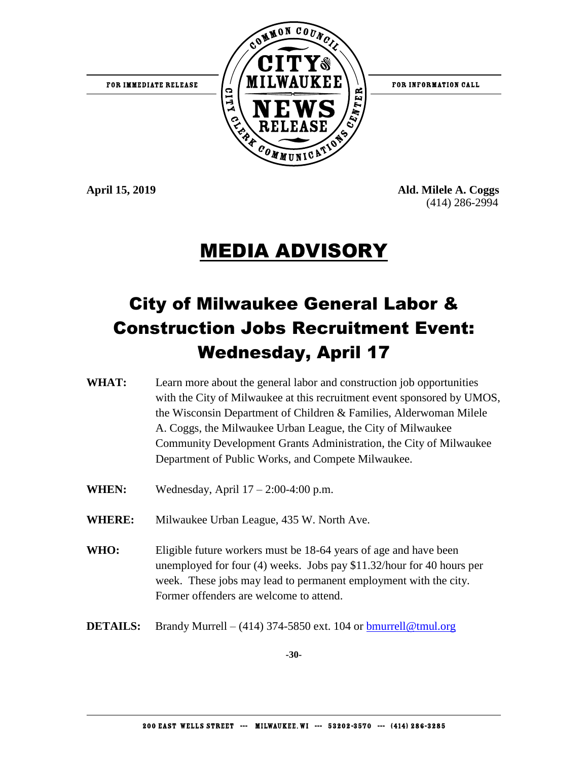FOR IMMEDIATE RELEASE

COMMON COUNCIL CITY OF MILWAUKEE NEWS RELEASE CITY CLERK COMMUNICATIONS CENTER

FOR INFORMATION CALL

**April 15, 2019**

**Ald. Milele A. Coggs**
(414) 286-2994

# MEDIA ADVISORY

## City of Milwaukee General Labor & Construction Jobs Recruitment Event: Wednesday, April 17

**WHAT:** Learn more about the general labor and construction job opportunities with the City of Milwaukee at this recruitment event sponsored by UMOS, the Wisconsin Department of Children & Families, Alderwoman Milele A. Coggs, the Milwaukee Urban League, the City of Milwaukee Community Development Grants Administration, the City of Milwaukee Department of Public Works, and Compete Milwaukee.

**WHEN:** Wednesday, April 17 – 2:00-4:00 p.m.

**WHERE:** Milwaukee Urban League, 435 W. North Ave.

**WHO:** Eligible future workers must be 18-64 years of age and have been unemployed for four (4) weeks. Jobs pay $11.32/hour for 40 hours per week. These jobs may lead to permanent employment with the city. Former offenders are welcome to attend.

**DETAILS:** Brandy Murrell – (414) 374-5850 ext. 104 or bmurrell@tmul.org

-30-

200 EAST WELLS STREET --- MILWAUKEE, WI --- 53202-3570 --- (414) 286-3285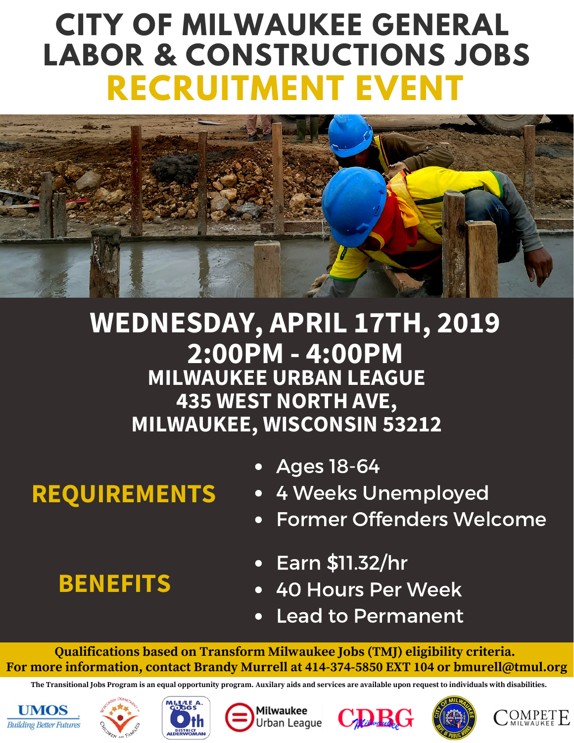# CITY OF MILWAUKEE GENERAL LABOR & CONSTRUCTIONS JOBS RECRUITMENT EVENT

## WEDNESDAY, APRIL 17TH, 2019
## 2:00PM - 4:00PM

**MILWAUKEE URBAN LEAGUE**
**435 WEST NORTH AVE,**
**MILWAUKEE, WISCONSIN 53212**

### REQUIREMENTS

- Ages 18-64
- 4 Weeks Unemployed
- Former Offenders Welcome

### BENEFITS

- Earn $11.32/hr
- 40 Hours Per Week
- Lead to Permanent

**Qualifications based on Transform Milwaukee Jobs (TMJ) eligibility criteria.**
**For more information, contact Brandy Murrell at 414-374-5850 EXT 104 or bmurell@tmul.org**

**The Transitional Jobs Program is an equal opportunity program. Auxilary aids and services are available upon request to individuals with disabilities.**

UMOS Building Better Futures · Wisconsin Department of Children and Families · Milele A. Coggs 6th District Alderwoman · Milwaukee Urban League · CDBG Milwaukee · City of Milwaukee Dept. of Public Works · Compete Milwaukee